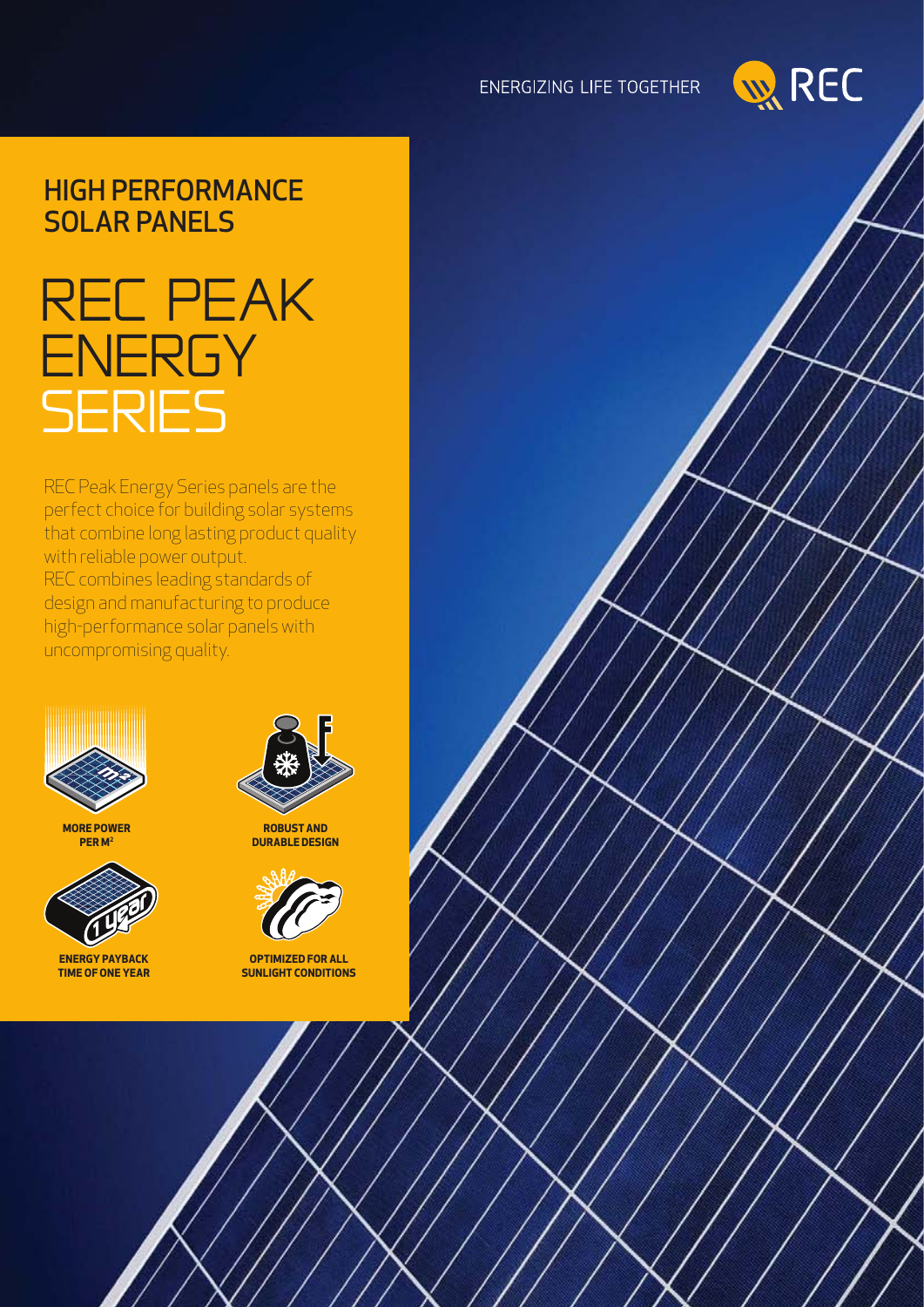ENERGIZING LIFE TOGETHER

REC

## HIGH PERFORMANCE SOLAR PANELS

# REC PEAK ENERGY SERIES

REC Peak Energy Series panels are the perfect choice for building solar systems that combine long lasting product quality with reliable power output.
REC combines leading standards of design and manufacturing to produce high-performance solar panels with uncompromising quality.

**MORE POWER PER M²**

**ROBUST AND DURABLE DESIGN**

**ENERGY PAYBACK TIME OF ONE YEAR**

**OPTIMIZED FOR ALL SUNLIGHT CONDITIONS**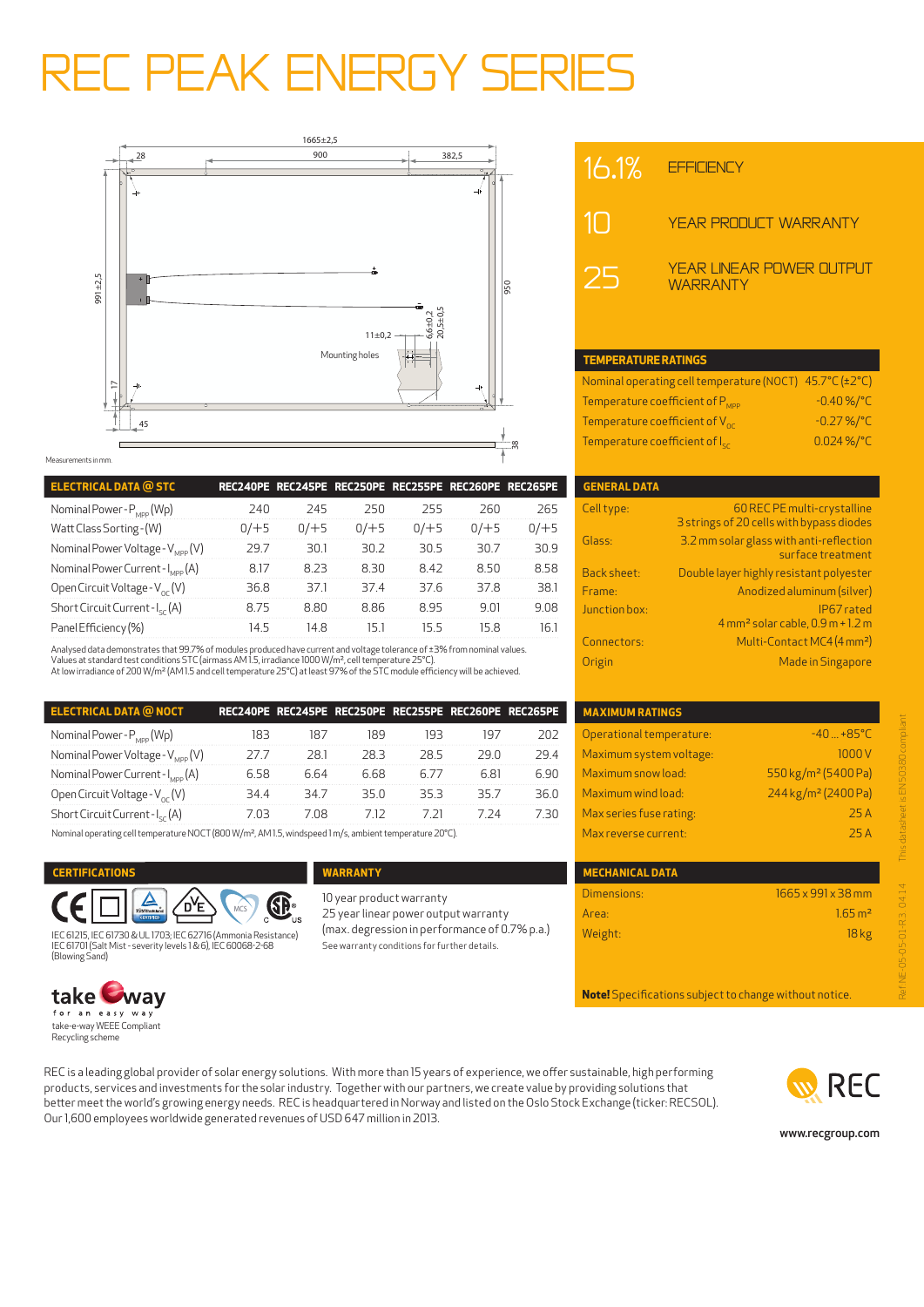# REC PEAK ENERGY SERIES

1665±2,5

28 &nbsp; 900 &nbsp; 382,5

991±2,5 &nbsp; 950

11±0,2 &nbsp; 6,6±0,2 &nbsp; 20,5±0,5

Mounting holes

17 &nbsp; 45 &nbsp; 38

Measurements in mm.

| | |
|---|---|
| 16.1% | EFFICIENCY |
| 10 | YEAR PRODUCT WARRANTY |
| 25 | YEAR LINEAR POWER OUTPUT WARRANTY |

## TEMPERATURE RATINGS

| | |
|---|---|
| Nominal operating cell temperature (NOCT) | 45.7°C (±2°C) |
| Temperature coefficient of $P_{MPP}$ | -0.40 %/°C |
| Temperature coefficient of $V_{OC}$ | -0.27 %/°C |
| Temperature coefficient of $I_{SC}$ | 0.024 %/°C |

## ELECTRICAL DATA @ STC

| ELECTRICAL DATA @ STC | REC240PE | REC245PE | REC250PE | REC255PE | REC260PE | REC265PE |
|---|---|---|---|---|---|---|
| Nominal Power - $P_{MPP}$ (Wp) | 240 | 245 | 250 | 255 | 260 | 265 |
| Watt Class Sorting - (W) | 0/+5 | 0/+5 | 0/+5 | 0/+5 | 0/+5 | 0/+5 |
| Nominal Power Voltage - $V_{MPP}$ (V) | 29.7 | 30.1 | 30.2 | 30.5 | 30.7 | 30.9 |
| Nominal Power Current - $I_{MPP}$ (A) | 8.17 | 8.23 | 8.30 | 8.42 | 8.50 | 8.58 |
| Open Circuit Voltage - $V_{OC}$ (V) | 36.8 | 37.1 | 37.4 | 37.6 | 37.8 | 38.1 |
| Short Circuit Current - $I_{SC}$ (A) | 8.75 | 8.80 | 8.86 | 8.95 | 9.01 | 9.08 |
| Panel Efficiency (%) | 14.5 | 14.8 | 15.1 | 15.5 | 15.8 | 16.1 |

Analysed data demonstrates that 99.7% of modules produced have current and voltage tolerance of ±3% from nominal values.
Values at standard test conditions STC (airmass AM 1.5, irradiance 1000 W/m², cell temperature 25°C).
At low irradiance of 200 W/m² (AM 1.5 and cell temperature 25°C) at least 97% of the STC module efficiency will be achieved.

## GENERAL DATA

| | |
|---|---|
| Cell type: | 60 REC PE multi-crystalline 3 strings of 20 cells with bypass diodes |
| Glass: | 3.2 mm solar glass with anti-reflection surface treatment |
| Back sheet: | Double layer highly resistant polyester |
| Frame: | Anodized aluminum (silver) |
| Junction box: | IP67 rated 4 mm² solar cable, 0.9 m + 1.2 m |
| Connectors: | Multi-Contact MC4 (4 mm²) |
| Origin | Made in Singapore |

## ELECTRICAL DATA @ NOCT

| ELECTRICAL DATA @ NOCT | REC240PE | REC245PE | REC250PE | REC255PE | REC260PE | REC265PE |
|---|---|---|---|---|---|---|
| Nominal Power - $P_{MPP}$ (Wp) | 183 | 187 | 189 | 193 | 197 | 202 |
| Nominal Power Voltage - $V_{MPP}$ (V) | 27.7 | 28.1 | 28.3 | 28.5 | 29.0 | 29.4 |
| Nominal Power Current - $I_{MPP}$ (A) | 6.58 | 6.64 | 6.68 | 6.77 | 6.81 | 6.90 |
| Open Circuit Voltage - $V_{OC}$ (V) | 34.4 | 34.7 | 35.0 | 35.3 | 35.7 | 36.0 |
| Short Circuit Current - $I_{SC}$ (A) | 7.03 | 7.08 | 7.12 | 7.21 | 7.24 | 7.30 |

Nominal operating cell temperature NOCT (800 W/m², AM 1.5, windspeed 1 m/s, ambient temperature 20°C).

## MAXIMUM RATINGS

| | |
|---|---|
| Operational temperature: | -40 ... +85°C |
| Maximum system voltage: | 1000 V |
| Maximum snow load: | 550 kg/m² (5400 Pa) |
| Maximum wind load: | 244 kg/m² (2400 Pa) |
| Max series fuse rating: | 25 A |
| Max reverse current: | 25 A |

## CERTIFICATIONS

IEC 61215, IEC 61730 & UL 1703; IEC 62716 (Ammonia Resistance) IEC 61701 (Salt Mist - severity levels 1 & 6), IEC 60068-2-68 (Blowing Sand)

take-e-way WEEE Compliant Recycling scheme

## WARRANTY

10 year product warranty
25 year linear power output warranty
(max. degression in performance of 0.7% p.a.)

See warranty conditions for further details.

## MECHANICAL DATA

| | |
|---|---|
| Dimensions: | 1665 x 991 x 38 mm |
| Area: | 1.65 m² |
| Weight: | 18 kg |

**Note!** Specifications subject to change without notice.

This datasheet is EN 50380 compliant

Ref: NE-05-01-R3 04.14

REC is a leading global provider of solar energy solutions. With more than 15 years of experience, we offer sustainable, high performing products, services and investments for the solar industry. Together with our partners, we create value by providing solutions that better meet the world's growing energy needs. REC is headquartered in Norway and listed on the Oslo Stock Exchange (ticker: RECSOL). Our 1,600 employees worldwide generated revenues of USD 647 million in 2013.

REC

www.recgroup.com